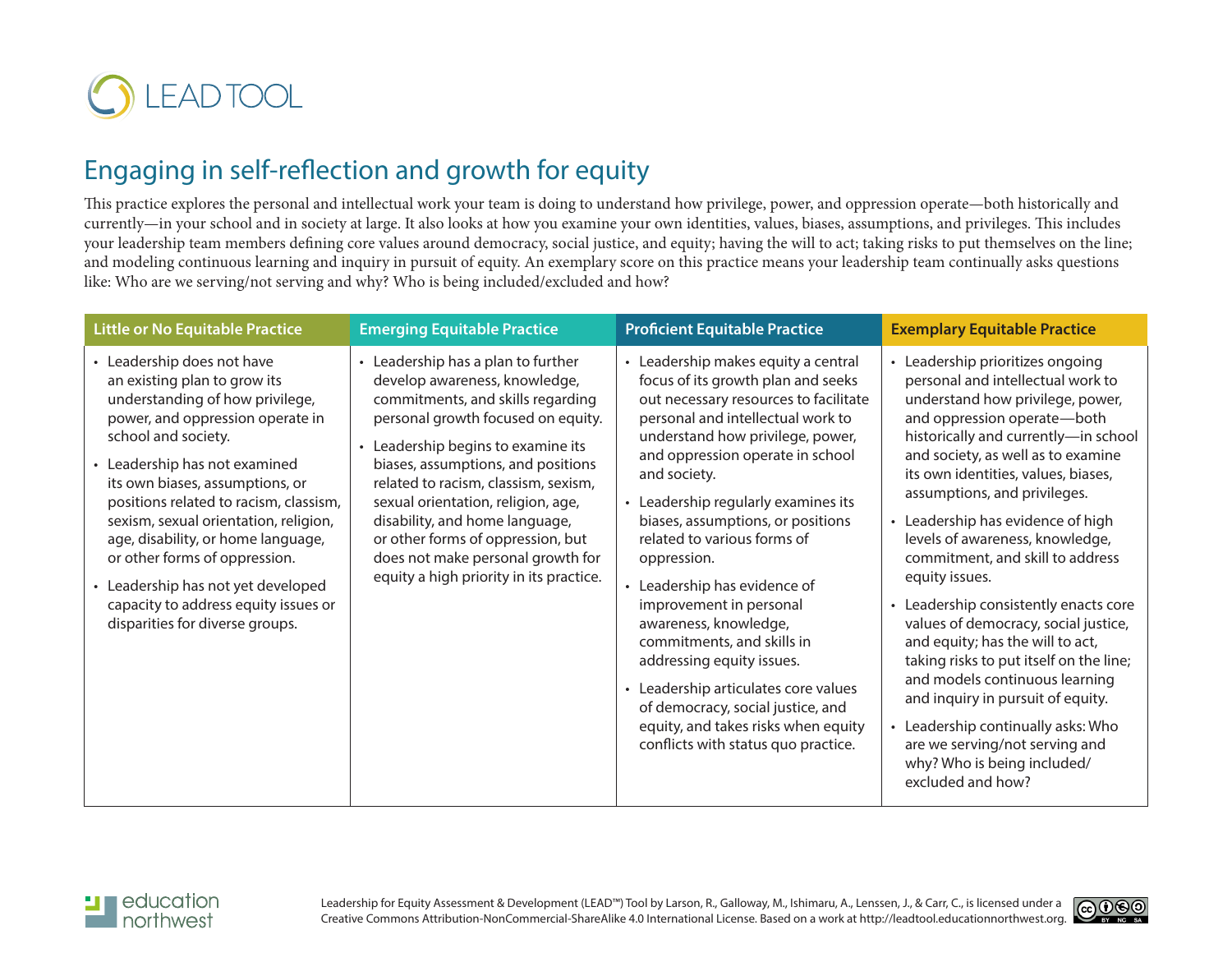LEAD TOOL

# Engaging in self-reflection and growth for equity

This practice explores the personal and intellectual work your team is doing to understand how privilege, power, and oppression operate—both historically and currently—in your school and in society at large. It also looks at how you examine your own identities, values, biases, assumptions, and privileges. This includes your leadership team members defining core values around democracy, social justice, and equity; having the will to act; taking risks to put themselves on the line; and modeling continuous learning and inquiry in pursuit of equity. An exemplary score on this practice means your leadership team continually asks questions like: Who are we serving/not serving and why? Who is being included/excluded and how?

| Little or No Equitable Practice | Emerging Equitable Practice | Proficient Equitable Practice | Exemplary Equitable Practice |
|---|---|---|---|
| • Leadership does not have an existing plan to grow its understanding of how privilege, power, and oppression operate in school and society.<br>• Leadership has not examined its own biases, assumptions, or positions related to racism, classism, sexism, sexual orientation, religion, age, disability, or home language, or other forms of oppression.<br>• Leadership has not yet developed capacity to address equity issues or disparities for diverse groups. | • Leadership has a plan to further develop awareness, knowledge, commitments, and skills regarding personal growth focused on equity.<br>• Leadership begins to examine its biases, assumptions, and positions related to racism, classism, sexism, sexual orientation, religion, age, disability, and home language, or other forms of oppression, but does not make personal growth for equity a high priority in its practice. | • Leadership makes equity a central focus of its growth plan and seeks out necessary resources to facilitate personal and intellectual work to understand how privilege, power, and oppression operate in school and society.<br>• Leadership regularly examines its biases, assumptions, or positions related to various forms of oppression.<br>• Leadership has evidence of improvement in personal awareness, knowledge, commitments, and skills in addressing equity issues.<br>• Leadership articulates core values of democracy, social justice, and equity, and takes risks when equity conflicts with status quo practice. | • Leadership prioritizes ongoing personal and intellectual work to understand how privilege, power, and oppression operate—both historically and currently—in school and society, as well as to examine its own identities, values, biases, assumptions, and privileges.<br>• Leadership has evidence of high levels of awareness, knowledge, commitment, and skill to address equity issues.<br>• Leadership consistently enacts core values of democracy, social justice, and equity; has the will to act, taking risks to put itself on the line; and models continuous learning and inquiry in pursuit of equity.<br>• Leadership continually asks: Who are we serving/not serving and why? Who is being included/excluded and how? |

education northwest

Leadership for Equity Assessment & Development (LEAD™) Tool by Larson, R., Galloway, M., Ishimaru, A., Lenssen, J., & Carr, C., is licensed under a Creative Commons Attribution-NonCommercial-ShareAlike 4.0 International License. Based on a work at http://leadtool.educationnorthwest.org.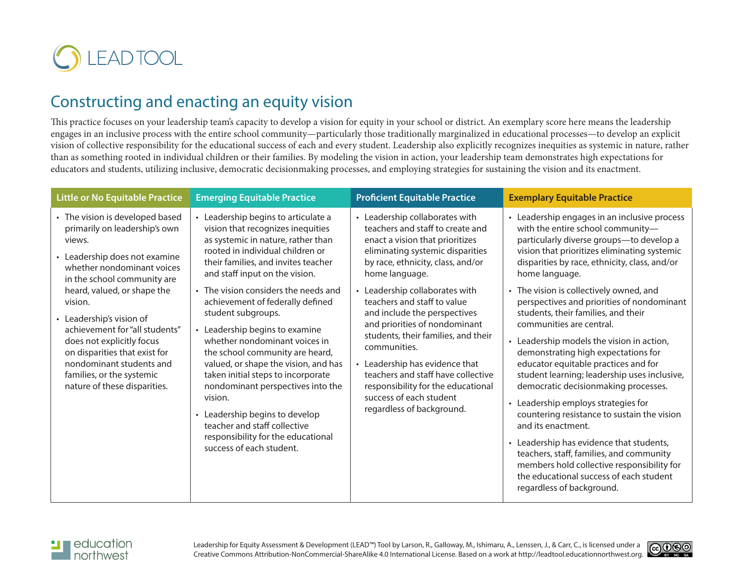LEAD TOOL

## Constructing and enacting an equity vision

This practice focuses on your leadership team's capacity to develop a vision for equity in your school or district. An exemplary score here means the leadership engages in an inclusive process with the entire school community—particularly those traditionally marginalized in educational processes—to develop an explicit vision of collective responsibility for the educational success of each and every student. Leadership also explicitly recognizes inequities as systemic in nature, rather than as something rooted in individual children or their families. By modeling the vision in action, your leadership team demonstrates high expectations for educators and students, utilizing inclusive, democratic decisionmaking processes, and employing strategies for sustaining the vision and its enactment.

| Little or No Equitable Practice | Emerging Equitable Practice | Proficient Equitable Practice | Exemplary Equitable Practice |
|---|---|---|---|
| • The vision is developed based primarily on leadership's own views.<br>• Leadership does not examine whether nondominant voices in the school community are heard, valued, or shape the vision.<br>• Leadership's vision of achievement for "all students" does not explicitly focus on disparities that exist for nondominant students and families, or the systemic nature of these disparities. | • Leadership begins to articulate a vision that recognizes inequities as systemic in nature, rather than rooted in individual children or their families, and invites teacher and staff input on the vision.<br>• The vision considers the needs and achievement of federally defined student subgroups.<br>• Leadership begins to examine whether nondominant voices in the school community are heard, valued, or shape the vision, and has taken initial steps to incorporate nondominant perspectives into the vision.<br>• Leadership begins to develop teacher and staff collective responsibility for the educational success of each student. | • Leadership collaborates with teachers and staff to create and enact a vision that prioritizes eliminating systemic disparities by race, ethnicity, class, and/or home language.<br>• Leadership collaborates with teachers and staff to value and include the perspectives and priorities of nondominant students, their families, and their communities.<br>• Leadership has evidence that teachers and staff have collective responsibility for the educational success of each student regardless of background. | • Leadership engages in an inclusive process with the entire school community—particularly diverse groups—to develop a vision that prioritizes eliminating systemic disparities by race, ethnicity, class, and/or home language.<br>• The vision is collectively owned, and perspectives and priorities of nondominant students, their families, and their communities are central.<br>• Leadership models the vision in action, demonstrating high expectations for educator equitable practices and for student learning; leadership uses inclusive, democratic decisionmaking processes.<br>• Leadership employs strategies for countering resistance to sustain the vision and its enactment.<br>• Leadership has evidence that students, teachers, staff, families, and community members hold collective responsibility for the educational success of each student regardless of background. |

education northwest

Leadership for Equity Assessment & Development (LEAD™) Tool by Larson, R., Galloway, M., Ishimaru, A., Lenssen, J., & Carr, C., is licensed under a Creative Commons Attribution-NonCommercial-ShareAlike 4.0 International License. Based on a work at http://leadtool.educationnorthwest.org.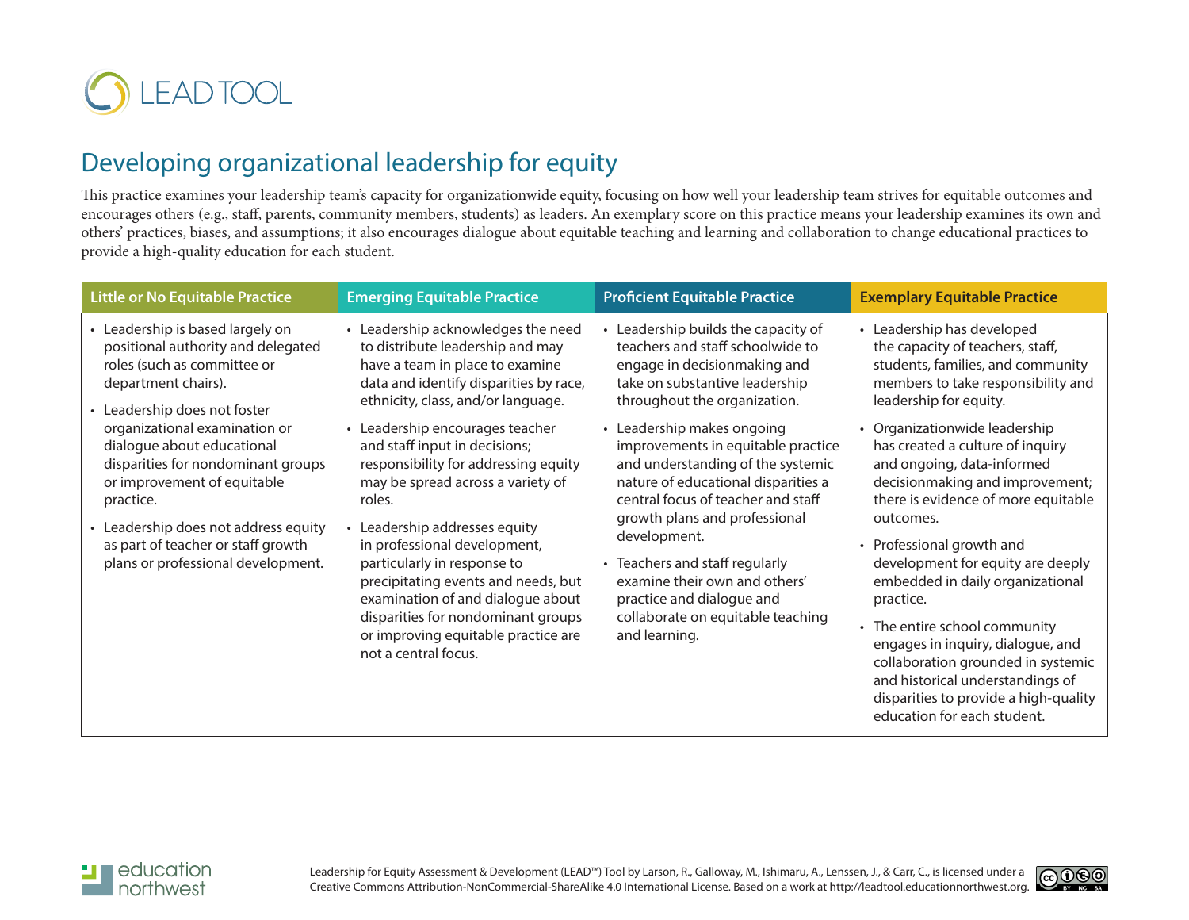# Developing organizational leadership for equity

This practice examines your leadership team's capacity for organizationwide equity, focusing on how well your leadership team strives for equitable outcomes and encourages others (e.g., staff, parents, community members, students) as leaders. An exemplary score on this practice means your leadership examines its own and others' practices, biases, and assumptions; it also encourages dialogue about equitable teaching and learning and collaboration to change educational practices to provide a high-quality education for each student.

| Little or No Equitable Practice | Emerging Equitable Practice | Proficient Equitable Practice | Exemplary Equitable Practice |
|---|---|---|---|
| • Leadership is based largely on positional authority and delegated roles (such as committee or department chairs).<br>• Leadership does not foster organizational examination or dialogue about educational disparities for nondominant groups or improvement of equitable practice.<br>• Leadership does not address equity as part of teacher or staff growth plans or professional development. | • Leadership acknowledges the need to distribute leadership and may have a team in place to examine data and identify disparities by race, ethnicity, class, and/or language.<br>• Leadership encourages teacher and staff input in decisions; responsibility for addressing equity may be spread across a variety of roles.<br>• Leadership addresses equity in professional development, particularly in response to precipitating events and needs, but examination of and dialogue about disparities for nondominant groups or improving equitable practice are not a central focus. | • Leadership builds the capacity of teachers and staff schoolwide to engage in decisionmaking and take on substantive leadership throughout the organization.<br>• Leadership makes ongoing improvements in equitable practice and understanding of the systemic nature of educational disparities a central focus of teacher and staff growth plans and professional development.<br>• Teachers and staff regularly examine their own and others' practice and dialogue and collaborate on equitable teaching and learning. | • Leadership has developed the capacity of teachers, staff, students, families, and community members to take responsibility and leadership for equity.<br>• Organizationwide leadership has created a culture of inquiry and ongoing, data-informed decisionmaking and improvement; there is evidence of more equitable outcomes.<br>• Professional growth and development for equity are deeply embedded in daily organizational practice.<br>• The entire school community engages in inquiry, dialogue, and collaboration grounded in systemic and historical understandings of disparities to provide a high-quality education for each student. |

Leadership for Equity Assessment & Development (LEAD™) Tool by Larson, R., Galloway, M., Ishimaru, A., Lenssen, J., & Carr, C., is licensed under a Creative Commons Attribution-NonCommercial-ShareAlike 4.0 International License. Based on a work at http://leadtool.educationnorthwest.org.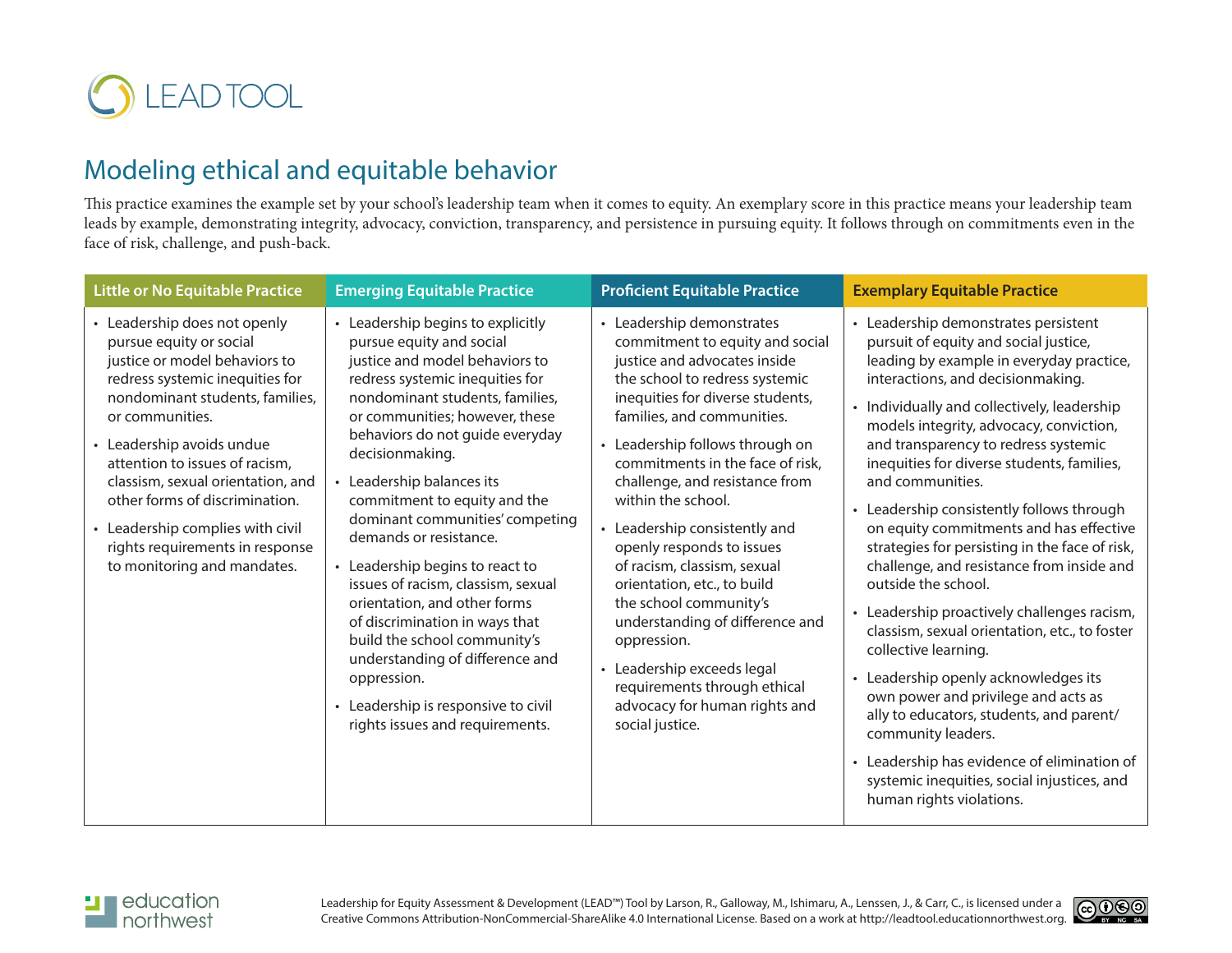LEAD TOOL

## Modeling ethical and equitable behavior

This practice examines the example set by your school's leadership team when it comes to equity. An exemplary score in this practice means your leadership team leads by example, demonstrating integrity, advocacy, conviction, transparency, and persistence in pursuing equity. It follows through on commitments even in the face of risk, challenge, and push-back.

| Little or No Equitable Practice | Emerging Equitable Practice | Proficient Equitable Practice | Exemplary Equitable Practice |
|---|---|---|---|
| • Leadership does not openly pursue equity or social justice or model behaviors to redress systemic inequities for nondominant students, families, or communities.<br>• Leadership avoids undue attention to issues of racism, classism, sexual orientation, and other forms of discrimination.<br>• Leadership complies with civil rights requirements in response to monitoring and mandates. | • Leadership begins to explicitly pursue equity and social justice and model behaviors to redress systemic inequities for nondominant students, families, or communities; however, these behaviors do not guide everyday decisionmaking.<br>• Leadership balances its commitment to equity and the dominant communities' competing demands or resistance.<br>• Leadership begins to react to issues of racism, classism, sexual orientation, and other forms of discrimination in ways that build the school community's understanding of difference and oppression.<br>• Leadership is responsive to civil rights issues and requirements. | • Leadership demonstrates commitment to equity and social justice and advocates inside the school to redress systemic inequities for diverse students, families, and communities.<br>• Leadership follows through on commitments in the face of risk, challenge, and resistance from within the school.<br>• Leadership consistently and openly responds to issues of racism, classism, sexual orientation, etc., to build the school community's understanding of difference and oppression.<br>• Leadership exceeds legal requirements through ethical advocacy for human rights and social justice. | • Leadership demonstrates persistent pursuit of equity and social justice, leading by example in everyday practice, interactions, and decisionmaking.<br>• Individually and collectively, leadership models integrity, advocacy, conviction, and transparency to redress systemic inequities for diverse students, families, and communities.<br>• Leadership consistently follows through on equity commitments and has effective strategies for persisting in the face of risk, challenge, and resistance from inside and outside the school.<br>• Leadership proactively challenges racism, classism, sexual orientation, etc., to foster collective learning.<br>• Leadership openly acknowledges its own power and privilege and acts as ally to educators, students, and parent/community leaders.<br>• Leadership has evidence of elimination of systemic inequities, social injustices, and human rights violations. |

education northwest

Leadership for Equity Assessment & Development (LEAD™) Tool by Larson, R., Galloway, M., Ishimaru, A., Lenssen, J., & Carr, C., is licensed under a Creative Commons Attribution-NonCommercial-ShareAlike 4.0 International License. Based on a work at http://leadtool.educationnorthwest.org.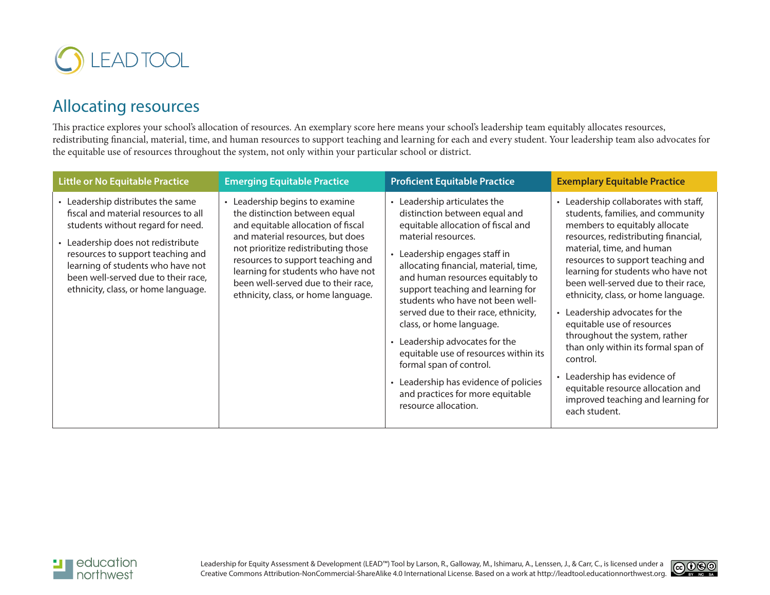LEAD TOOL

## Allocating resources

This practice explores your school's allocation of resources. An exemplary score here means your school's leadership team equitably allocates resources, redistributing financial, material, time, and human resources to support teaching and learning for each and every student. Your leadership team also advocates for the equitable use of resources throughout the system, not only within your particular school or district.

| Little or No Equitable Practice | Emerging Equitable Practice | Proficient Equitable Practice | Exemplary Equitable Practice |
|---|---|---|---|
| • Leadership distributes the same fiscal and material resources to all students without regard for need.<br>• Leadership does not redistribute resources to support teaching and learning of students who have not been well-served due to their race, ethnicity, class, or home language. | • Leadership begins to examine the distinction between equal and equitable allocation of fiscal and material resources, but does not prioritize redistributing those resources to support teaching and learning for students who have not been well-served due to their race, ethnicity, class, or home language. | • Leadership articulates the distinction between equal and equitable allocation of fiscal and material resources.<br>• Leadership engages staff in allocating financial, material, time, and human resources equitably to support teaching and learning for students who have not been well-served due to their race, ethnicity, class, or home language.<br>• Leadership advocates for the equitable use of resources within its formal span of control.<br>• Leadership has evidence of policies and practices for more equitable resource allocation. | • Leadership collaborates with staff, students, families, and community members to equitably allocate resources, redistributing financial, material, time, and human resources to support teaching and learning for students who have not been well-served due to their race, ethnicity, class, or home language.<br>• Leadership advocates for the equitable use of resources throughout the system, rather than only within its formal span of control.<br>• Leadership has evidence of equitable resource allocation and improved teaching and learning for each student. |

education northwest

Leadership for Equity Assessment & Development (LEAD™) Tool by Larson, R., Galloway, M., Ishimaru, A., Lenssen, J., & Carr, C., is licensed under a Creative Commons Attribution-NonCommercial-ShareAlike 4.0 International License. Based on a work at http://leadtool.educationnorthwest.org.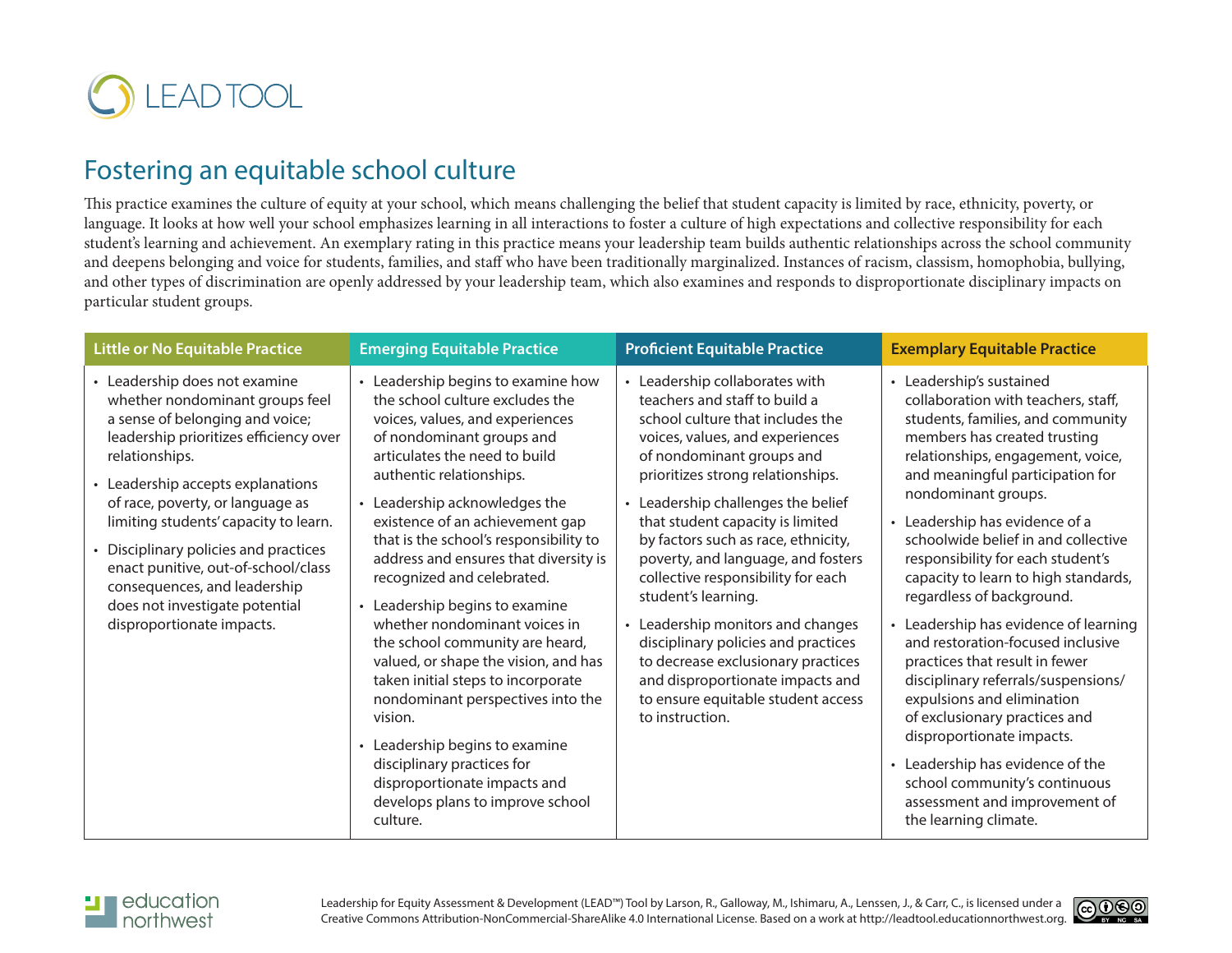# Fostering an equitable school culture

This practice examines the culture of equity at your school, which means challenging the belief that student capacity is limited by race, ethnicity, poverty, or language. It looks at how well your school emphasizes learning in all interactions to foster a culture of high expectations and collective responsibility for each student's learning and achievement. An exemplary rating in this practice means your leadership team builds authentic relationships across the school community and deepens belonging and voice for students, families, and staff who have been traditionally marginalized. Instances of racism, classism, homophobia, bullying, and other types of discrimination are openly addressed by your leadership team, which also examines and responds to disproportionate disciplinary impacts on particular student groups.

| Little or No Equitable Practice | Emerging Equitable Practice | Proficient Equitable Practice | Exemplary Equitable Practice |
|---|---|---|---|
| • Leadership does not examine whether nondominant groups feel a sense of belonging and voice; leadership prioritizes efficiency over relationships.<br>• Leadership accepts explanations of race, poverty, or language as limiting students' capacity to learn.<br>• Disciplinary policies and practices enact punitive, out-of-school/class consequences, and leadership does not investigate potential disproportionate impacts. | • Leadership begins to examine how the school culture excludes the voices, values, and experiences of nondominant groups and articulates the need to build authentic relationships.<br>• Leadership acknowledges the existence of an achievement gap that is the school's responsibility to address and ensures that diversity is recognized and celebrated.<br>• Leadership begins to examine whether nondominant voices in the school community are heard, valued, or shape the vision, and has taken initial steps to incorporate nondominant perspectives into the vision.<br>• Leadership begins to examine disciplinary practices for disproportionate impacts and develops plans to improve school culture. | • Leadership collaborates with teachers and staff to build a school culture that includes the voices, values, and experiences of nondominant groups and prioritizes strong relationships.<br>• Leadership challenges the belief that student capacity is limited by factors such as race, ethnicity, poverty, and language, and fosters collective responsibility for each student's learning.<br>• Leadership monitors and changes disciplinary policies and practices to decrease exclusionary practices and disproportionate impacts and to ensure equitable student access to instruction. | • Leadership's sustained collaboration with teachers, staff, students, families, and community members has created trusting relationships, engagement, voice, and meaningful participation for nondominant groups.<br>• Leadership has evidence of a schoolwide belief in and collective responsibility for each student's capacity to learn to high standards, regardless of background.<br>• Leadership has evidence of learning and restoration-focused inclusive practices that result in fewer disciplinary referrals/suspensions/ expulsions and elimination of exclusionary practices and disproportionate impacts.<br>• Leadership has evidence of the school community's continuous assessment and improvement of the learning climate. |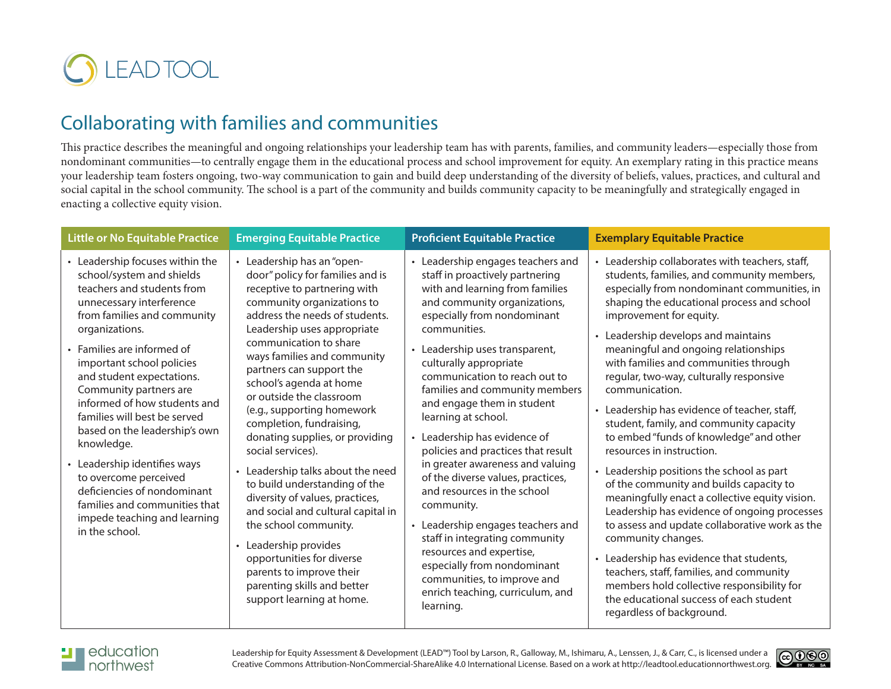LEAD TOOL

# Collaborating with families and communities

This practice describes the meaningful and ongoing relationships your leadership team has with parents, families, and community leaders—especially those from nondominant communities—to centrally engage them in the educational process and school improvement for equity. An exemplary rating in this practice means your leadership team fosters ongoing, two-way communication to gain and build deep understanding of the diversity of beliefs, values, practices, and cultural and social capital in the school community. The school is a part of the community and builds community capacity to be meaningfully and strategically engaged in enacting a collective equity vision.

| Little or No Equitable Practice | Emerging Equitable Practice | Proficient Equitable Practice | Exemplary Equitable Practice |
|---|---|---|---|
| • Leadership focuses within the school/system and shields teachers and students from unnecessary interference from families and community organizations.<br>• Families are informed of important school policies and student expectations. Community partners are informed of how students and families will best be served based on the leadership's own knowledge.<br>• Leadership identifies ways to overcome perceived deficiencies of nondominant families and communities that impede teaching and learning in the school. | • Leadership has an "open-door" policy for families and is receptive to partnering with community organizations to address the needs of students. Leadership uses appropriate communication to share ways families and community partners can support the school's agenda at home or outside the classroom (e.g., supporting homework completion, fundraising, donating supplies, or providing social services).<br>• Leadership talks about the need to build understanding of the diversity of values, practices, and social and cultural capital in the school community.<br>• Leadership provides opportunities for diverse parents to improve their parenting skills and better support learning at home. | • Leadership engages teachers and staff in proactively partnering with and learning from families and community organizations, especially from nondominant communities.<br>• Leadership uses transparent, culturally appropriate communication to reach out to families and community members and engage them in student learning at school.<br>• Leadership has evidence of policies and practices that result in greater awareness and valuing of the diverse values, practices, and resources in the school community.<br>• Leadership engages teachers and staff in integrating community resources and expertise, especially from nondominant communities, to improve and enrich teaching, curriculum, and learning. | • Leadership collaborates with teachers, staff, students, families, and community members, especially from nondominant communities, in shaping the educational process and school improvement for equity.<br>• Leadership develops and maintains meaningful and ongoing relationships with families and communities through regular, two-way, culturally responsive communication.<br>• Leadership has evidence of teacher, staff, student, family, and community capacity to embed "funds of knowledge" and other resources in instruction.<br>• Leadership positions the school as part of the community and builds capacity to meaningfully enact a collective equity vision. Leadership has evidence of ongoing processes to assess and update collaborative work as the community changes.<br>• Leadership has evidence that students, teachers, staff, families, and community members hold collective responsibility for the educational success of each student regardless of background. |

education northwest

Leadership for Equity Assessment & Development (LEAD™) Tool by Larson, R., Galloway, M., Ishimaru, A., Lenssen, J., & Carr, C., is licensed under a Creative Commons Attribution-NonCommercial-ShareAlike 4.0 International License. Based on a work at http://leadtool.educationnorthwest.org.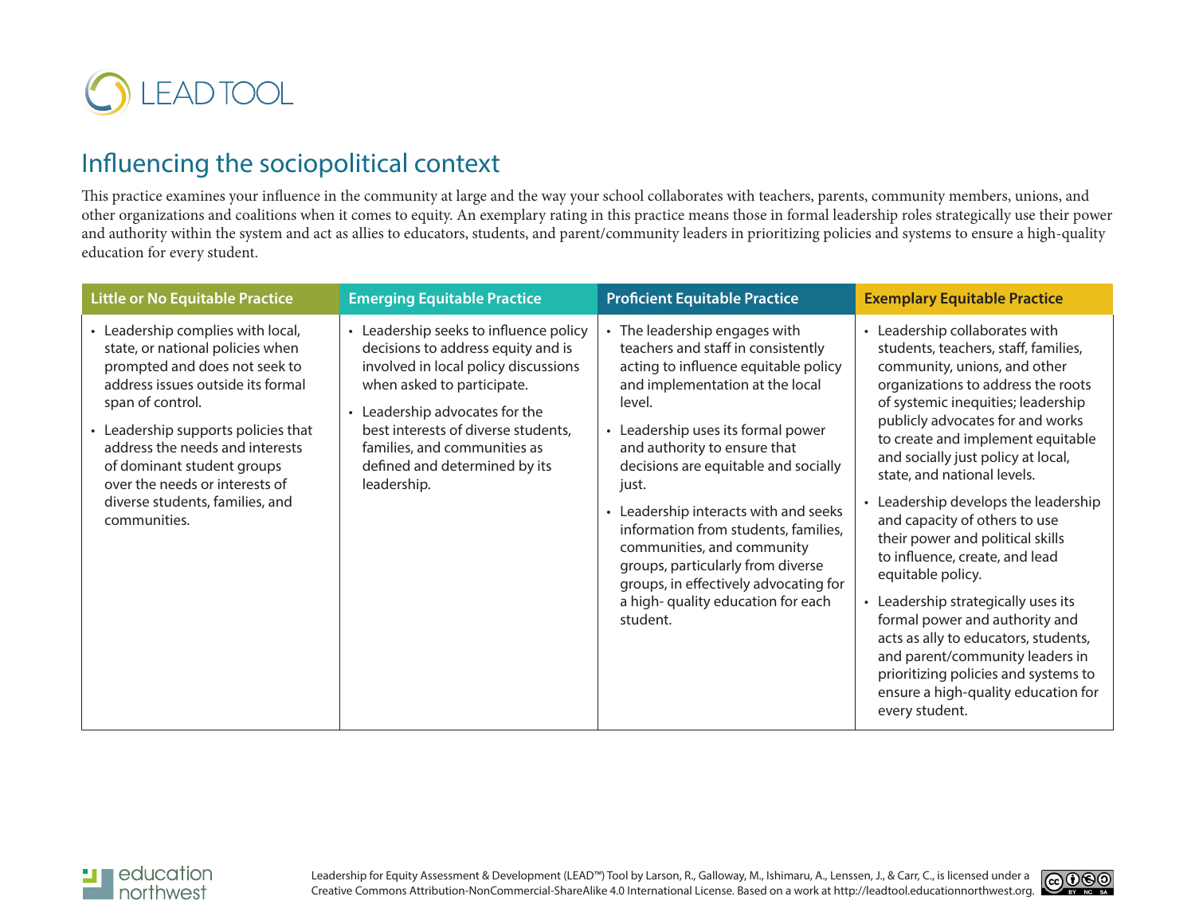LEAD TOOL

## Influencing the sociopolitical context

This practice examines your influence in the community at large and the way your school collaborates with teachers, parents, community members, unions, and other organizations and coalitions when it comes to equity. An exemplary rating in this practice means those in formal leadership roles strategically use their power and authority within the system and act as allies to educators, students, and parent/community leaders in prioritizing policies and systems to ensure a high-quality education for every student.

| Little or No Equitable Practice | Emerging Equitable Practice | Proficient Equitable Practice | Exemplary Equitable Practice |
|---|---|---|---|
| • Leadership complies with local, state, or national policies when prompted and does not seek to address issues outside its formal span of control.<br>• Leadership supports policies that address the needs and interests of dominant student groups over the needs or interests of diverse students, families, and communities. | • Leadership seeks to influence policy decisions to address equity and is involved in local policy discussions when asked to participate.<br>• Leadership advocates for the best interests of diverse students, families, and communities as defined and determined by its leadership. | • The leadership engages with teachers and staff in consistently acting to influence equitable policy and implementation at the local level.<br>• Leadership uses its formal power and authority to ensure that decisions are equitable and socially just.<br>• Leadership interacts with and seeks information from students, families, communities, and community groups, particularly from diverse groups, in effectively advocating for a high- quality education for each student. | • Leadership collaborates with students, teachers, staff, families, community, unions, and other organizations to address the roots of systemic inequities; leadership publicly advocates for and works to create and implement equitable and socially just policy at local, state, and national levels.<br>• Leadership develops the leadership and capacity of others to use their power and political skills to influence, create, and lead equitable policy.<br>• Leadership strategically uses its formal power and authority and acts as ally to educators, students, and parent/community leaders in prioritizing policies and systems to ensure a high-quality education for every student. |

education northwest

Leadership for Equity Assessment & Development (LEAD™) Tool by Larson, R., Galloway, M., Ishimaru, A., Lenssen, J., & Carr, C., is licensed under a Creative Commons Attribution-NonCommercial-ShareAlike 4.0 International License. Based on a work at http://leadtool.educationnorthwest.org.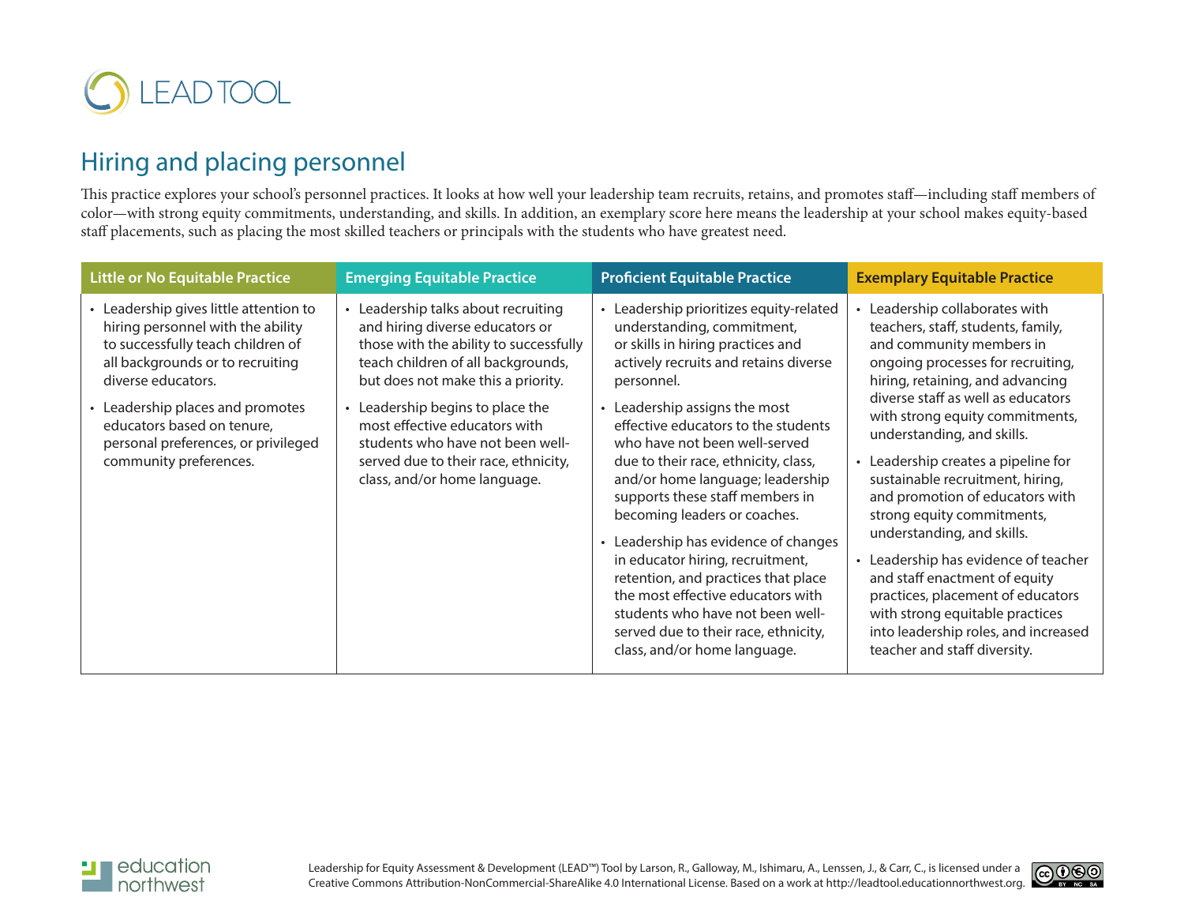# LEAD TOOL

## Hiring and placing personnel

This practice explores your school's personnel practices. It looks at how well your leadership team recruits, retains, and promotes staff—including staff members of color—with strong equity commitments, understanding, and skills. In addition, an exemplary score here means the leadership at your school makes equity-based staff placements, such as placing the most skilled teachers or principals with the students who have greatest need.

| Little or No Equitable Practice | Emerging Equitable Practice | Proficient Equitable Practice | Exemplary Equitable Practice |
|---|---|---|---|
| • Leadership gives little attention to hiring personnel with the ability to successfully teach children of all backgrounds or to recruiting diverse educators.<br>• Leadership places and promotes educators based on tenure, personal preferences, or privileged community preferences. | • Leadership talks about recruiting and hiring diverse educators or those with the ability to successfully teach children of all backgrounds, but does not make this a priority.<br>• Leadership begins to place the most effective educators with students who have not been well-served due to their race, ethnicity, class, and/or home language. | • Leadership prioritizes equity-related understanding, commitment, or skills in hiring practices and actively recruits and retains diverse personnel.<br>• Leadership assigns the most effective educators to the students who have not been well-served due to their race, ethnicity, class, and/or home language; leadership supports these staff members in becoming leaders or coaches.<br>• Leadership has evidence of changes in educator hiring, recruitment, retention, and practices that place the most effective educators with students who have not been well-served due to their race, ethnicity, class, and/or home language. | • Leadership collaborates with teachers, staff, students, family, and community members in ongoing processes for recruiting, hiring, retaining, and advancing diverse staff as well as educators with strong equity commitments, understanding, and skills.<br>• Leadership creates a pipeline for sustainable recruitment, hiring, and promotion of educators with strong equity commitments, understanding, and skills.<br>• Leadership has evidence of teacher and staff enactment of equity practices, placement of educators with strong equitable practices into leadership roles, and increased teacher and staff diversity. |

education northwest

Leadership for Equity Assessment & Development (LEAD™) Tool by Larson, R., Galloway, M., Ishimaru, A., Lenssen, J., & Carr, C., is licensed under a Creative Commons Attribution-NonCommercial-ShareAlike 4.0 International License. Based on a work at http://leadtool.educationnorthwest.org.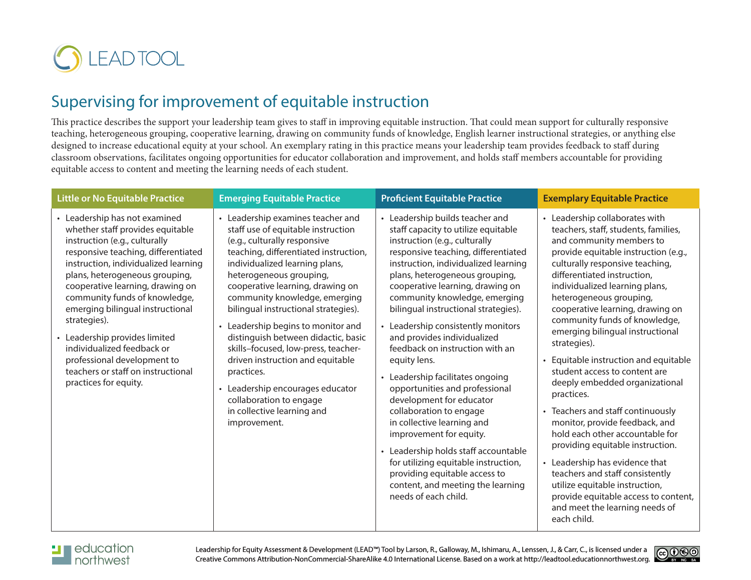LEAD TOOL

# Supervising for improvement of equitable instruction

This practice describes the support your leadership team gives to staff in improving equitable instruction. That could mean support for culturally responsive teaching, heterogeneous grouping, cooperative learning, drawing on community funds of knowledge, English learner instructional strategies, or anything else designed to increase educational equity at your school. An exemplary rating in this practice means your leadership team provides feedback to staff during classroom observations, facilitates ongoing opportunities for educator collaboration and improvement, and holds staff members accountable for providing equitable access to content and meeting the learning needs of each student.

| Little or No Equitable Practice | Emerging Equitable Practice | Proficient Equitable Practice | Exemplary Equitable Practice |
|---|---|---|---|
| • Leadership has not examined whether staff provides equitable instruction (e.g., culturally responsive teaching, differentiated instruction, individualized learning plans, heterogeneous grouping, cooperative learning, drawing on community funds of knowledge, emerging bilingual instructional strategies).<br>• Leadership provides limited individualized feedback or professional development to teachers or staff on instructional practices for equity. | • Leadership examines teacher and staff use of equitable instruction (e.g., culturally responsive teaching, differentiated instruction, individualized learning plans, heterogeneous grouping, cooperative learning, drawing on community knowledge, emerging bilingual instructional strategies).<br>• Leadership begins to monitor and distinguish between didactic, basic skills–focused, low-press, teacher-driven instruction and equitable practices.<br>• Leadership encourages educator collaboration to engage in collective learning and improvement. | • Leadership builds teacher and staff capacity to utilize equitable instruction (e.g., culturally responsive teaching, differentiated instruction, individualized learning plans, heterogeneous grouping, cooperative learning, drawing on community knowledge, emerging bilingual instructional strategies).<br>• Leadership consistently monitors and provides individualized feedback on instruction with an equity lens.<br>• Leadership facilitates ongoing opportunities and professional development for educator collaboration to engage in collective learning and improvement for equity.<br>• Leadership holds staff accountable for utilizing equitable instruction, providing equitable access to content, and meeting the learning needs of each child. | • Leadership collaborates with teachers, staff, students, families, and community members to provide equitable instruction (e.g., culturally responsive teaching, differentiated instruction, individualized learning plans, heterogeneous grouping, cooperative learning, drawing on community funds of knowledge, emerging bilingual instructional strategies).<br>• Equitable instruction and equitable student access to content are deeply embedded organizational practices.<br>• Teachers and staff continuously monitor, provide feedback, and hold each other accountable for providing equitable instruction.<br>• Leadership has evidence that teachers and staff consistently utilize equitable instruction, provide equitable access to content, and meet the learning needs of each child. |

education northwest

Leadership for Equity Assessment & Development (LEAD™) Tool by Larson, R., Galloway, M., Ishimaru, A., Lenssen, J., & Carr, C., is licensed under a Creative Commons Attribution-NonCommercial-ShareAlike 4.0 International License. Based on a work at http://leadtool.educationnorthwest.org.